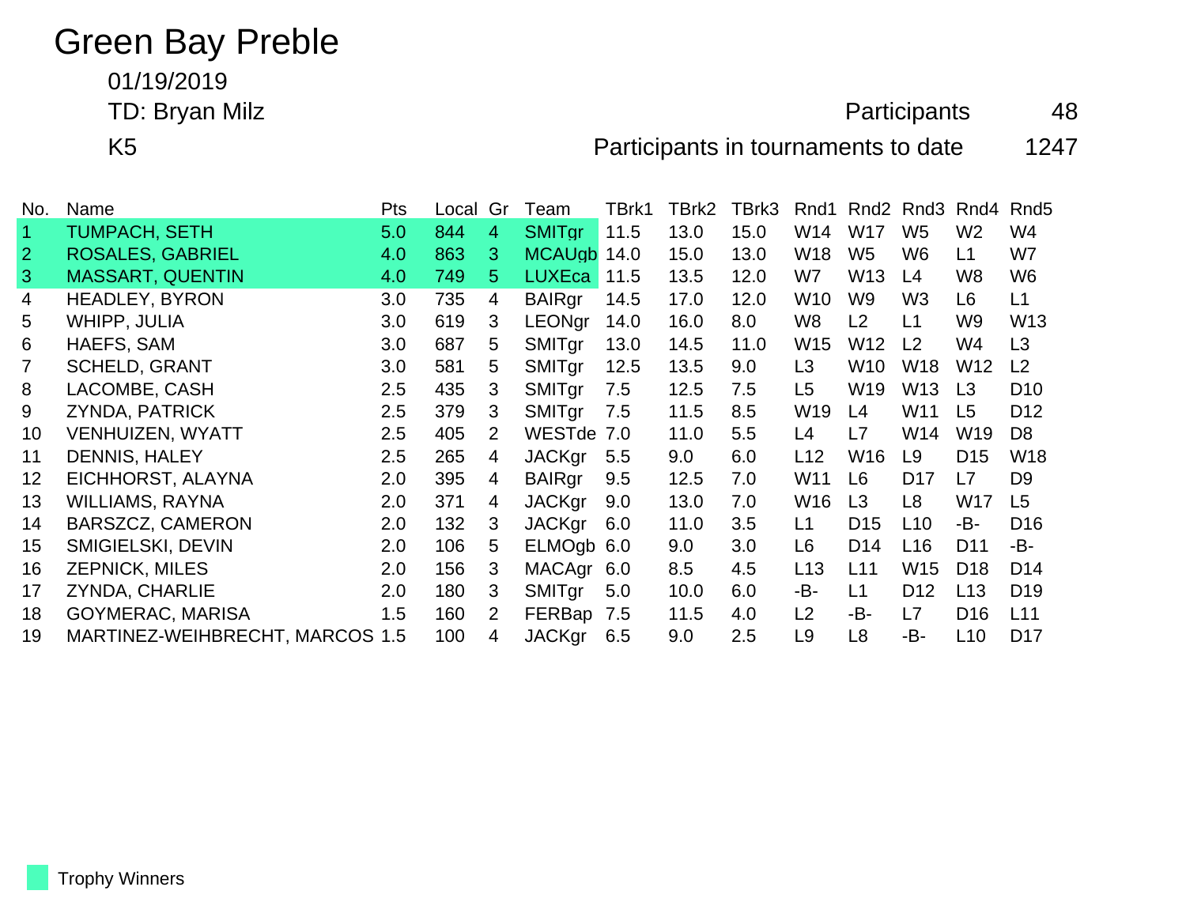# Green Bay Preble

01/19/2019

TD: Bryan Milz

K5

Participants 48

Participants in tournaments to date 1247

| No. | Name | Pts | Local | Gr | Team | TBrk1 | TBrk2 | TBrk3 | Rnd1 | Rnd2 | Rnd3 | Rnd4 | Rnd5 |
|---|---|---|---|---|---|---|---|---|---|---|---|---|---|
| 1 | TUMPACH, SETH | 5.0 | 844 | 4 | SMITgr | 11.5 | 13.0 | 15.0 | W14 | W17 | W5 | W2 | W4 |
| 2 | ROSALES, GABRIEL | 4.0 | 863 | 3 | MCAUgb | 14.0 | 15.0 | 13.0 | W18 | W5 | W6 | L1 | W7 |
| 3 | MASSART, QUENTIN | 4.0 | 749 | 5 | LUXEca | 11.5 | 13.5 | 12.0 | W7 | W13 | L4 | W8 | W6 |
| 4 | HEADLEY, BYRON | 3.0 | 735 | 4 | BAIRgr | 14.5 | 17.0 | 12.0 | W10 | W9 | W3 | L6 | L1 |
| 5 | WHIPP, JULIA | 3.0 | 619 | 3 | LEONgr | 14.0 | 16.0 | 8.0 | W8 | L2 | L1 | W9 | W13 |
| 6 | HAEFS, SAM | 3.0 | 687 | 5 | SMITgr | 13.0 | 14.5 | 11.0 | W15 | W12 | L2 | W4 | L3 |
| 7 | SCHELD, GRANT | 3.0 | 581 | 5 | SMITgr | 12.5 | 13.5 | 9.0 | L3 | W10 | W18 | W12 | L2 |
| 8 | LACOMBE, CASH | 2.5 | 435 | 3 | SMITgr | 7.5 | 12.5 | 7.5 | L5 | W19 | W13 | L3 | D10 |
| 9 | ZYNDA, PATRICK | 2.5 | 379 | 3 | SMITgr | 7.5 | 11.5 | 8.5 | W19 | L4 | W11 | L5 | D12 |
| 10 | VENHUIZEN, WYATT | 2.5 | 405 | 2 | WESTde | 7.0 | 11.0 | 5.5 | L4 | L7 | W14 | W19 | D8 |
| 11 | DENNIS, HALEY | 2.5 | 265 | 4 | JACKgr | 5.5 | 9.0 | 6.0 | L12 | W16 | L9 | D15 | W18 |
| 12 | EICHHORST, ALAYNA | 2.0 | 395 | 4 | BAIRgr | 9.5 | 12.5 | 7.0 | W11 | L6 | D17 | L7 | D9 |
| 13 | WILLIAMS, RAYNA | 2.0 | 371 | 4 | JACKgr | 9.0 | 13.0 | 7.0 | W16 | L3 | L8 | W17 | L5 |
| 14 | BARSZCZ, CAMERON | 2.0 | 132 | 3 | JACKgr | 6.0 | 11.0 | 3.5 | L1 | D15 | L10 | -B- | D16 |
| 15 | SMIGIELSKI, DEVIN | 2.0 | 106 | 5 | ELMOgb | 6.0 | 9.0 | 3.0 | L6 | D14 | L16 | D11 | -B- |
| 16 | ZEPNICK, MILES | 2.0 | 156 | 3 | MACAgr | 6.0 | 8.5 | 4.5 | L13 | L11 | W15 | D18 | D14 |
| 17 | ZYNDA, CHARLIE | 2.0 | 180 | 3 | SMITgr | 5.0 | 10.0 | 6.0 | -B- | L1 | D12 | L13 | D19 |
| 18 | GOYMERAC, MARISA | 1.5 | 160 | 2 | FERBap | 7.5 | 11.5 | 4.0 | L2 | -B- | L7 | D16 | L11 |
| 19 | MARTINEZ-WEIHBRECHT, MARCOS | 1.5 | 100 | 4 | JACKgr | 6.5 | 9.0 | 2.5 | L9 | L8 | -B- | L10 | D17 |

Trophy Winners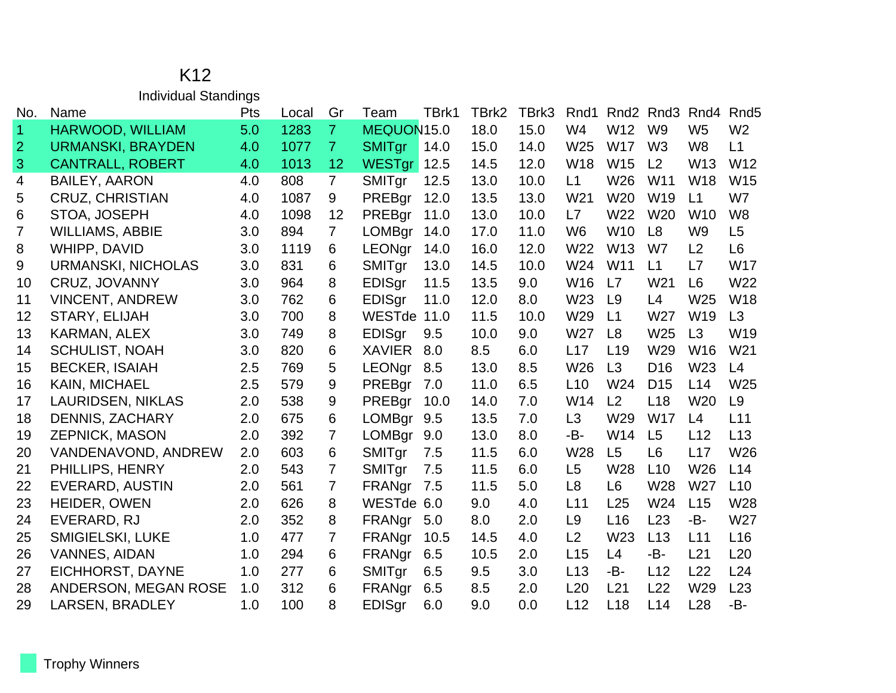# K12

## Individual Standings

| No. | Name | Pts | Local | Gr | Team | TBrk1 | TBrk2 | TBrk3 | Rnd1 | Rnd2 | Rnd3 | Rnd4 | Rnd5 |
|---|---|---|---|---|---|---|---|---|---|---|---|---|---|
| 1 | HARWOOD, WILLIAM | 5.0 | 1283 | 7 | MEQUON | 15.0 | 18.0 | 15.0 | W4 | W12 | W9 | W5 | W2 |
| 2 | URMANSKI, BRAYDEN | 4.0 | 1077 | 7 | SMITgr | 14.0 | 15.0 | 14.0 | W25 | W17 | W3 | W8 | L1 |
| 3 | CANTRALL, ROBERT | 4.0 | 1013 | 12 | WESTgr | 12.5 | 14.5 | 12.0 | W18 | W15 | L2 | W13 | W12 |
| 4 | BAILEY, AARON | 4.0 | 808 | 7 | SMITgr | 12.5 | 13.0 | 10.0 | L1 | W26 | W11 | W18 | W15 |
| 5 | CRUZ, CHRISTIAN | 4.0 | 1087 | 9 | PREBgr | 12.0 | 13.5 | 13.0 | W21 | W20 | W19 | L1 | W7 |
| 6 | STOA, JOSEPH | 4.0 | 1098 | 12 | PREBgr | 11.0 | 13.0 | 10.0 | L7 | W22 | W20 | W10 | W8 |
| 7 | WILLIAMS, ABBIE | 3.0 | 894 | 7 | LOMBgr | 14.0 | 17.0 | 11.0 | W6 | W10 | L8 | W9 | L5 |
| 8 | WHIPP, DAVID | 3.0 | 1119 | 6 | LEONgr | 14.0 | 16.0 | 12.0 | W22 | W13 | W7 | L2 | L6 |
| 9 | URMANSKI, NICHOLAS | 3.0 | 831 | 6 | SMITgr | 13.0 | 14.5 | 10.0 | W24 | W11 | L1 | L7 | W17 |
| 10 | CRUZ, JOVANNY | 3.0 | 964 | 8 | EDISgr | 11.5 | 13.5 | 9.0 | W16 | L7 | W21 | L6 | W22 |
| 11 | VINCENT, ANDREW | 3.0 | 762 | 6 | EDISgr | 11.0 | 12.0 | 8.0 | W23 | L9 | L4 | W25 | W18 |
| 12 | STARY, ELIJAH | 3.0 | 700 | 8 | WESTde | 11.0 | 11.5 | 10.0 | W29 | L1 | W27 | W19 | L3 |
| 13 | KARMAN, ALEX | 3.0 | 749 | 8 | EDISgr | 9.5 | 10.0 | 9.0 | W27 | L8 | W25 | L3 | W19 |
| 14 | SCHULIST, NOAH | 3.0 | 820 | 6 | XAVIER | 8.0 | 8.5 | 6.0 | L17 | L19 | W29 | W16 | W21 |
| 15 | BECKER, ISAIAH | 2.5 | 769 | 5 | LEONgr | 8.5 | 13.0 | 8.5 | W26 | L3 | D16 | W23 | L4 |
| 16 | KAIN, MICHAEL | 2.5 | 579 | 9 | PREBgr | 7.0 | 11.0 | 6.5 | L10 | W24 | D15 | L14 | W25 |
| 17 | LAURIDSEN, NIKLAS | 2.0 | 538 | 9 | PREBgr | 10.0 | 14.0 | 7.0 | W14 | L2 | L18 | W20 | L9 |
| 18 | DENNIS, ZACHARY | 2.0 | 675 | 6 | LOMBgr | 9.5 | 13.5 | 7.0 | L3 | W29 | W17 | L4 | L11 |
| 19 | ZEPNICK, MASON | 2.0 | 392 | 7 | LOMBgr | 9.0 | 13.0 | 8.0 | -B- | W14 | L5 | L12 | L13 |
| 20 | VANDENAVOND, ANDREW | 2.0 | 603 | 6 | SMITgr | 7.5 | 11.5 | 6.0 | W28 | L5 | L6 | L17 | W26 |
| 21 | PHILLIPS, HENRY | 2.0 | 543 | 7 | SMITgr | 7.5 | 11.5 | 6.0 | L5 | W28 | L10 | W26 | L14 |
| 22 | EVERARD, AUSTIN | 2.0 | 561 | 7 | FRANgr | 7.5 | 11.5 | 5.0 | L8 | L6 | W28 | W27 | L10 |
| 23 | HEIDER, OWEN | 2.0 | 626 | 8 | WESTde | 6.0 | 9.0 | 4.0 | L11 | L25 | W24 | L15 | W28 |
| 24 | EVERARD, RJ | 2.0 | 352 | 8 | FRANgr | 5.0 | 8.0 | 2.0 | L9 | L16 | L23 | -B- | W27 |
| 25 | SMIGIELSKI, LUKE | 1.0 | 477 | 7 | FRANgr | 10.5 | 14.5 | 4.0 | L2 | W23 | L13 | L11 | L16 |
| 26 | VANNES, AIDAN | 1.0 | 294 | 6 | FRANgr | 6.5 | 10.5 | 2.0 | L15 | L4 | -B- | L21 | L20 |
| 27 | EICHHORST, DAYNE | 1.0 | 277 | 6 | SMITgr | 6.5 | 9.5 | 3.0 | L13 | -B- | L12 | L22 | L24 |
| 28 | ANDERSON, MEGAN ROSE | 1.0 | 312 | 6 | FRANgr | 6.5 | 8.5 | 2.0 | L20 | L21 | L22 | W29 | L23 |
| 29 | LARSEN, BRADLEY | 1.0 | 100 | 8 | EDISgr | 6.0 | 9.0 | 0.0 | L12 | L18 | L14 | L28 | -B- |

Trophy Winners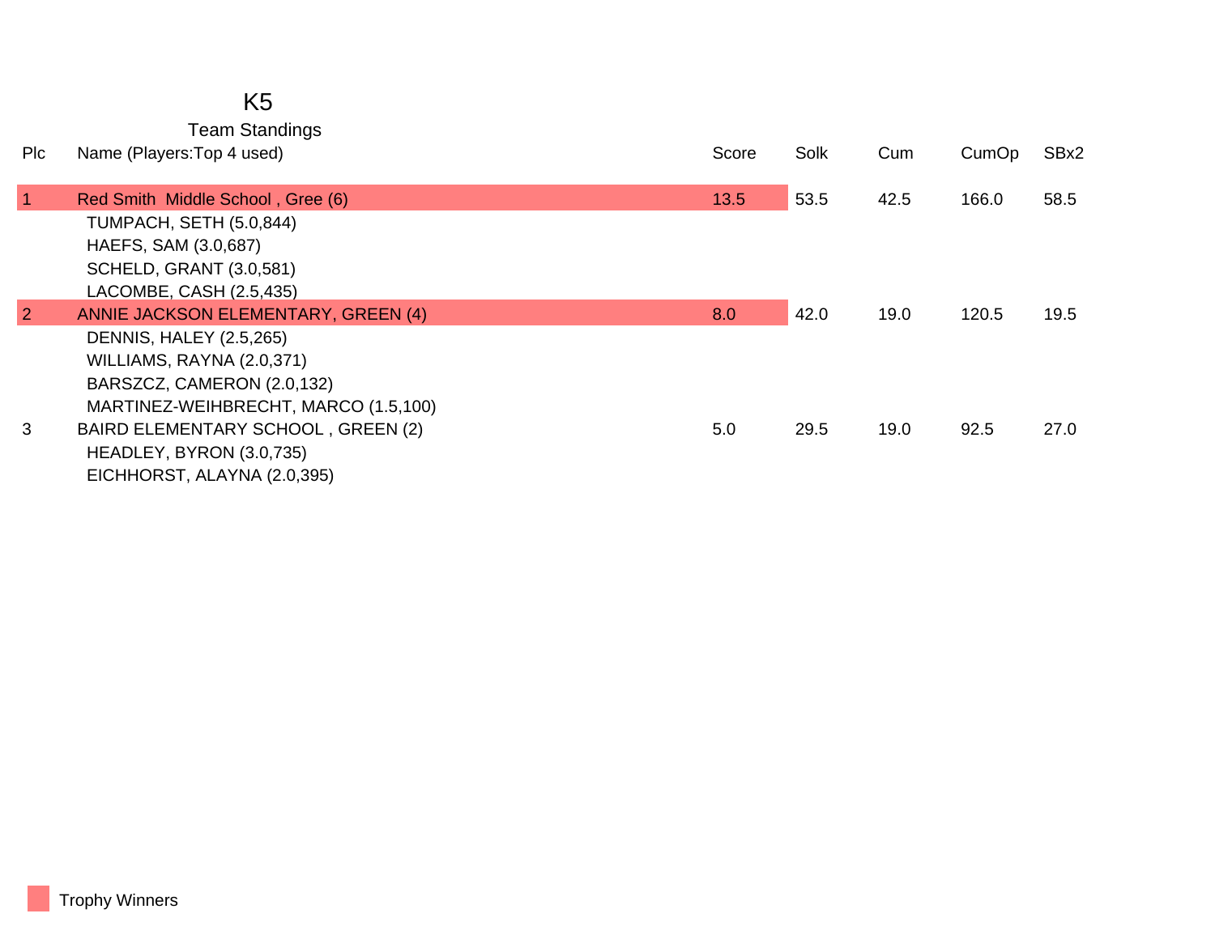# K5

## Team Standings

| Plc | Name (Players:Top 4 used) | Score | Solk | Cum | CumOp | SBx2 |
|---|---|---|---|---|---|---|
| 1 | Red Smith Middle School , Gree (6) | 13.5 | 53.5 | 42.5 | 166.0 | 58.5 |
| | TUMPACH, SETH (5.0,844) | | | | | |
| | HAEFS, SAM (3.0,687) | | | | | |
| | SCHELD, GRANT (3.0,581) | | | | | |
| | LACOMBE, CASH (2.5,435) | | | | | |
| 2 | ANNIE JACKSON ELEMENTARY, GREEN (4) | 8.0 | 42.0 | 19.0 | 120.5 | 19.5 |
| | DENNIS, HALEY (2.5,265) | | | | | |
| | WILLIAMS, RAYNA (2.0,371) | | | | | |
| | BARSZCZ, CAMERON (2.0,132) | | | | | |
| | MARTINEZ-WEIHBRECHT, MARCO (1.5,100) | | | | | |
| 3 | BAIRD ELEMENTARY SCHOOL , GREEN (2) | 5.0 | 29.5 | 19.0 | 92.5 | 27.0 |
| | HEADLEY, BYRON (3.0,735) | | | | | |
| | EICHHORST, ALAYNA (2.0,395) | | | | | |

Trophy Winners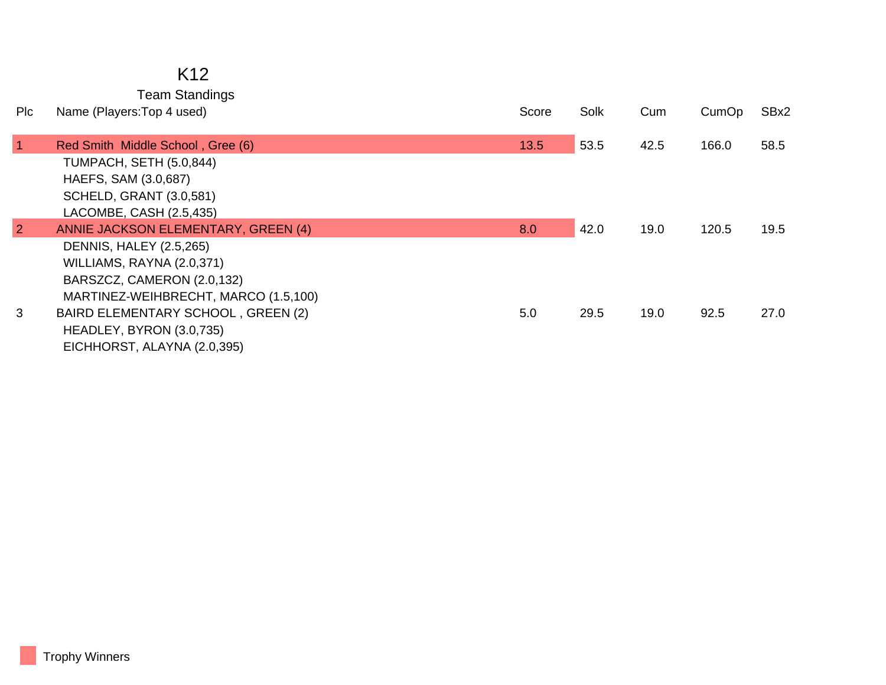# K12

## Team Standings

| Plc | Name (Players:Top 4 used) | Score | Solk | Cum | CumOp | SBx2 |
|---|---|---|---|---|---|---|
| 1 | Red Smith  Middle School , Gree (6) | 13.5 | 53.5 | 42.5 | 166.0 | 58.5 |
| | TUMPACH, SETH (5.0,844) | | | | | |
| | HAEFS, SAM (3.0,687) | | | | | |
| | SCHELD, GRANT (3.0,581) | | | | | |
| | LACOMBE, CASH (2.5,435) | | | | | |
| 2 | ANNIE JACKSON ELEMENTARY, GREEN (4) | 8.0 | 42.0 | 19.0 | 120.5 | 19.5 |
| | DENNIS, HALEY (2.5,265) | | | | | |
| | WILLIAMS, RAYNA (2.0,371) | | | | | |
| | BARSZCZ, CAMERON (2.0,132) | | | | | |
| | MARTINEZ-WEIHBRECHT, MARCO (1.5,100) | | | | | |
| 3 | BAIRD ELEMENTARY SCHOOL , GREEN (2) | 5.0 | 29.5 | 19.0 | 92.5 | 27.0 |
| | HEADLEY, BYRON (3.0,735) | | | | | |
| | EICHHORST, ALAYNA (2.0,395) | | | | | |

Trophy Winners